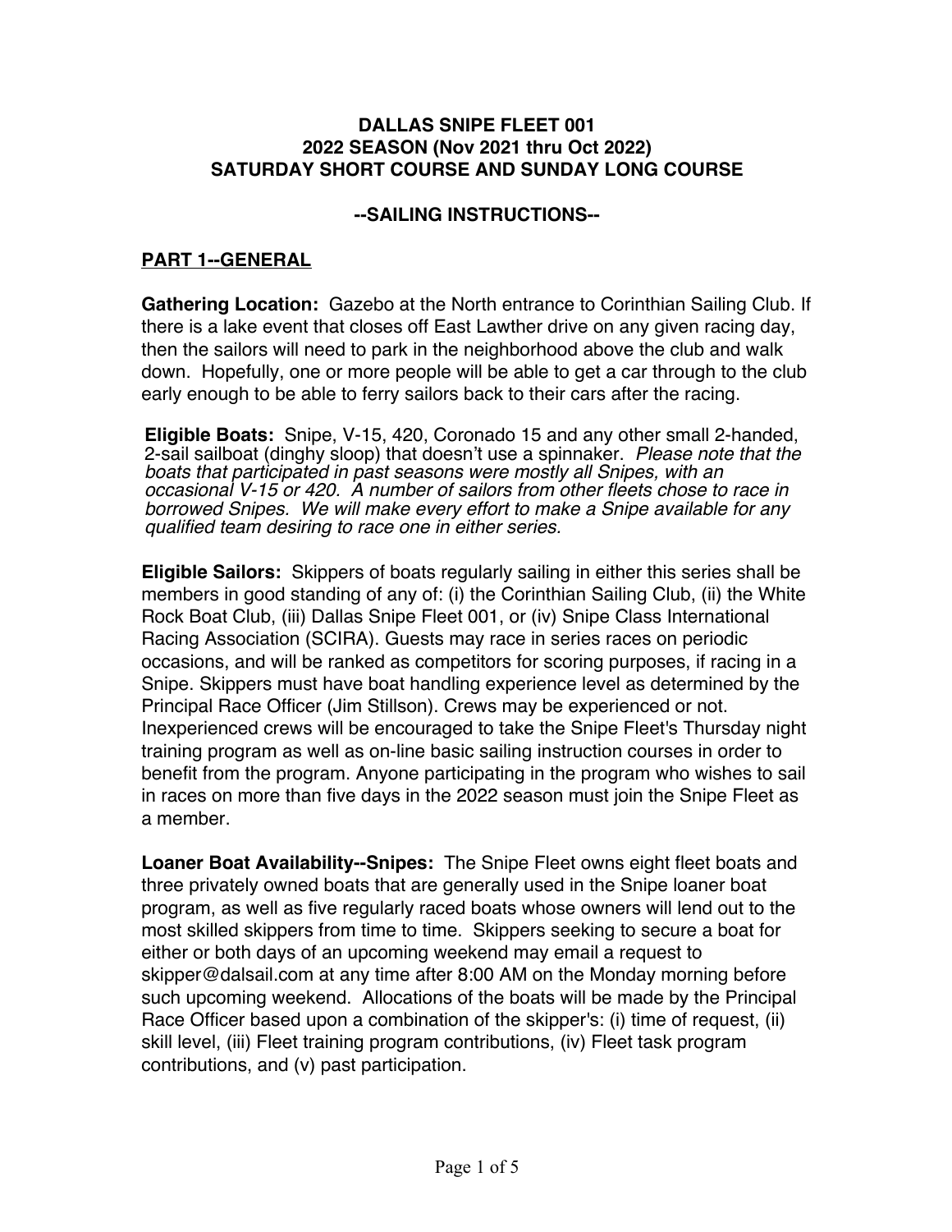**DALLAS SNIPE FLEET 001**
**2022 SEASON (Nov 2021 thru Oct 2022)**
**SATURDAY SHORT COURSE AND SUNDAY LONG COURSE**

**--SAILING INSTRUCTIONS--**

## PART 1--GENERAL

**Gathering Location:** Gazebo at the North entrance to Corinthian Sailing Club. If there is a lake event that closes off East Lawther drive on any given racing day, then the sailors will need to park in the neighborhood above the club and walk down. Hopefully, one or more people will be able to get a car through to the club early enough to be able to ferry sailors back to their cars after the racing.

**Eligible Boats:** Snipe, V-15, 420, Coronado 15 and any other small 2-handed, 2-sail sailboat (dinghy sloop) that doesn't use a spinnaker. *Please note that the boats that participated in past seasons were mostly all Snipes, with an occasional V-15 or 420. A number of sailors from other fleets chose to race in borrowed Snipes. We will make every effort to make a Snipe available for any qualified team desiring to race one in either series.*

**Eligible Sailors:** Skippers of boats regularly sailing in either this series shall be members in good standing of any of: (i) the Corinthian Sailing Club, (ii) the White Rock Boat Club, (iii) Dallas Snipe Fleet 001, or (iv) Snipe Class International Racing Association (SCIRA). Guests may race in series races on periodic occasions, and will be ranked as competitors for scoring purposes, if racing in a Snipe. Skippers must have boat handling experience level as determined by the Principal Race Officer (Jim Stillson). Crews may be experienced or not. Inexperienced crews will be encouraged to take the Snipe Fleet's Thursday night training program as well as on-line basic sailing instruction courses in order to benefit from the program. Anyone participating in the program who wishes to sail in races on more than five days in the 2022 season must join the Snipe Fleet as a member.

**Loaner Boat Availability--Snipes:** The Snipe Fleet owns eight fleet boats and three privately owned boats that are generally used in the Snipe loaner boat program, as well as five regularly raced boats whose owners will lend out to the most skilled skippers from time to time. Skippers seeking to secure a boat for either or both days of an upcoming weekend may email a request to skipper@dalsail.com at any time after 8:00 AM on the Monday morning before such upcoming weekend. Allocations of the boats will be made by the Principal Race Officer based upon a combination of the skipper's: (i) time of request, (ii) skill level, (iii) Fleet training program contributions, (iv) Fleet task program contributions, and (v) past participation.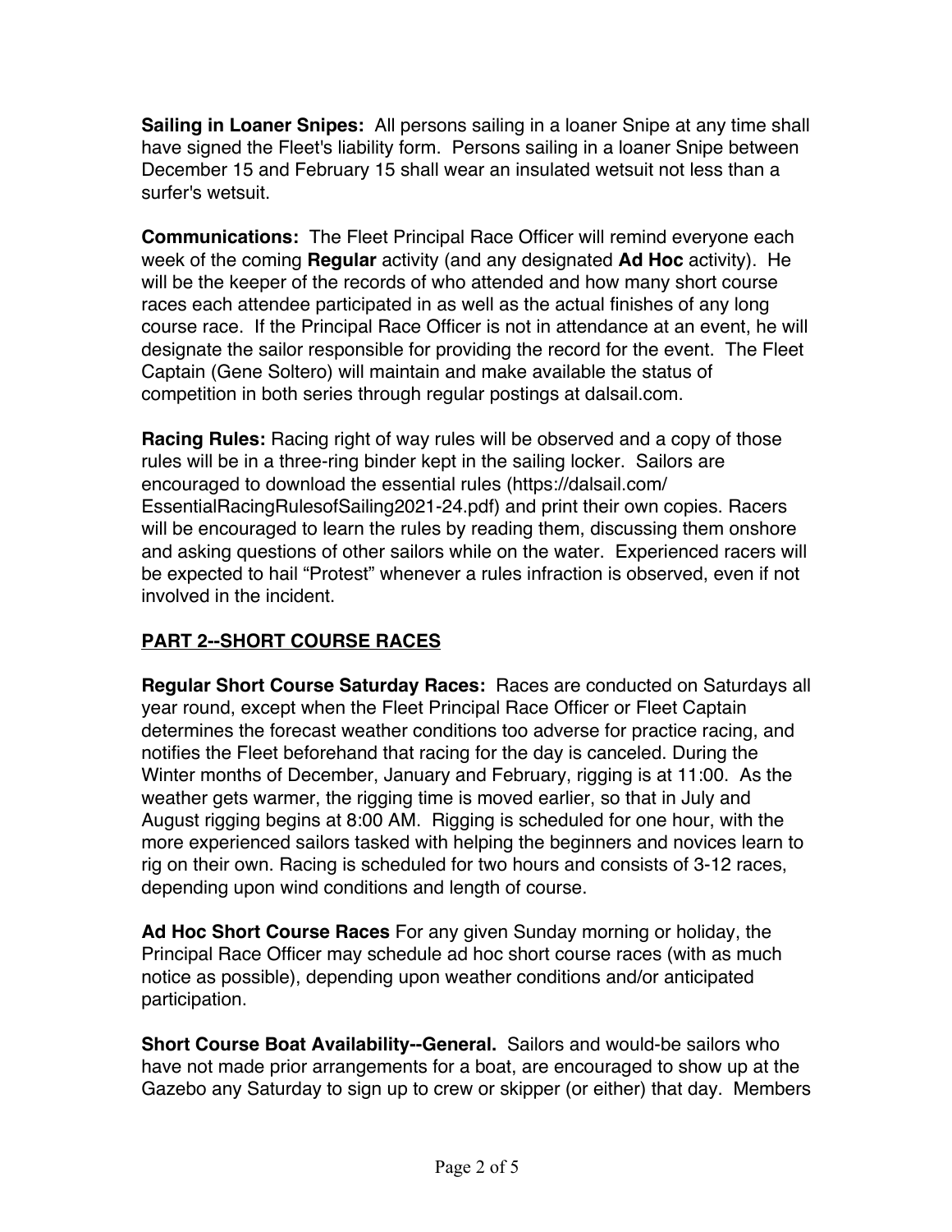**Sailing in Loaner Snipes:** All persons sailing in a loaner Snipe at any time shall have signed the Fleet's liability form. Persons sailing in a loaner Snipe between December 15 and February 15 shall wear an insulated wetsuit not less than a surfer's wetsuit.

**Communications:** The Fleet Principal Race Officer will remind everyone each week of the coming **Regular** activity (and any designated **Ad Hoc** activity). He will be the keeper of the records of who attended and how many short course races each attendee participated in as well as the actual finishes of any long course race. If the Principal Race Officer is not in attendance at an event, he will designate the sailor responsible for providing the record for the event. The Fleet Captain (Gene Soltero) will maintain and make available the status of competition in both series through regular postings at dalsail.com.

**Racing Rules:** Racing right of way rules will be observed and a copy of those rules will be in a three-ring binder kept in the sailing locker. Sailors are encouraged to download the essential rules (https://dalsail.com/EssentialRacingRulesofSailing2021-24.pdf) and print their own copies. Racers will be encouraged to learn the rules by reading them, discussing them onshore and asking questions of other sailors while on the water. Experienced racers will be expected to hail "Protest" whenever a rules infraction is observed, even if not involved in the incident.

## PART 2--SHORT COURSE RACES

**Regular Short Course Saturday Races:** Races are conducted on Saturdays all year round, except when the Fleet Principal Race Officer or Fleet Captain determines the forecast weather conditions too adverse for practice racing, and notifies the Fleet beforehand that racing for the day is canceled. During the Winter months of December, January and February, rigging is at 11:00. As the weather gets warmer, the rigging time is moved earlier, so that in July and August rigging begins at 8:00 AM. Rigging is scheduled for one hour, with the more experienced sailors tasked with helping the beginners and novices learn to rig on their own. Racing is scheduled for two hours and consists of 3-12 races, depending upon wind conditions and length of course.

**Ad Hoc Short Course Races** For any given Sunday morning or holiday, the Principal Race Officer may schedule ad hoc short course races (with as much notice as possible), depending upon weather conditions and/or anticipated participation.

**Short Course Boat Availability--General.** Sailors and would-be sailors who have not made prior arrangements for a boat, are encouraged to show up at the Gazebo any Saturday to sign up to crew or skipper (or either) that day. Members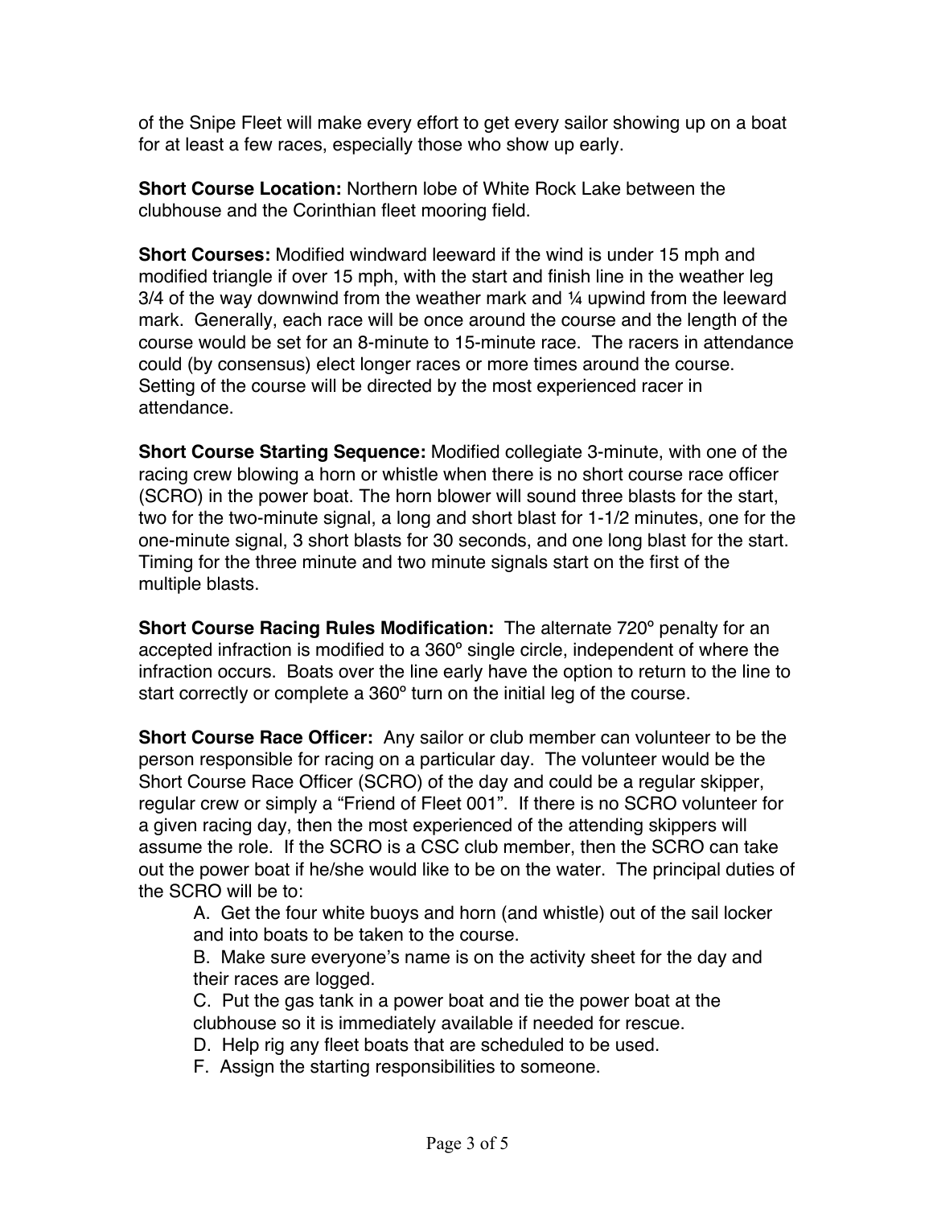of the Snipe Fleet will make every effort to get every sailor showing up on a boat for at least a few races, especially those who show up early.

**Short Course Location:** Northern lobe of White Rock Lake between the clubhouse and the Corinthian fleet mooring field.

**Short Courses:** Modified windward leeward if the wind is under 15 mph and modified triangle if over 15 mph, with the start and finish line in the weather leg 3/4 of the way downwind from the weather mark and ¼ upwind from the leeward mark. Generally, each race will be once around the course and the length of the course would be set for an 8-minute to 15-minute race. The racers in attendance could (by consensus) elect longer races or more times around the course. Setting of the course will be directed by the most experienced racer in attendance.

**Short Course Starting Sequence:** Modified collegiate 3-minute, with one of the racing crew blowing a horn or whistle when there is no short course race officer (SCRO) in the power boat. The horn blower will sound three blasts for the start, two for the two-minute signal, a long and short blast for 1-1/2 minutes, one for the one-minute signal, 3 short blasts for 30 seconds, and one long blast for the start. Timing for the three minute and two minute signals start on the first of the multiple blasts.

**Short Course Racing Rules Modification:** The alternate 720º penalty for an accepted infraction is modified to a 360º single circle, independent of where the infraction occurs. Boats over the line early have the option to return to the line to start correctly or complete a 360º turn on the initial leg of the course.

**Short Course Race Officer:** Any sailor or club member can volunteer to be the person responsible for racing on a particular day. The volunteer would be the Short Course Race Officer (SCRO) of the day and could be a regular skipper, regular crew or simply a "Friend of Fleet 001". If there is no SCRO volunteer for a given racing day, then the most experienced of the attending skippers will assume the role. If the SCRO is a CSC club member, then the SCRO can take out the power boat if he/she would like to be on the water. The principal duties of the SCRO will be to:

A. Get the four white buoys and horn (and whistle) out of the sail locker and into boats to be taken to the course.

B. Make sure everyone's name is on the activity sheet for the day and their races are logged.

C. Put the gas tank in a power boat and tie the power boat at the clubhouse so it is immediately available if needed for rescue.

D. Help rig any fleet boats that are scheduled to be used.

F. Assign the starting responsibilities to someone.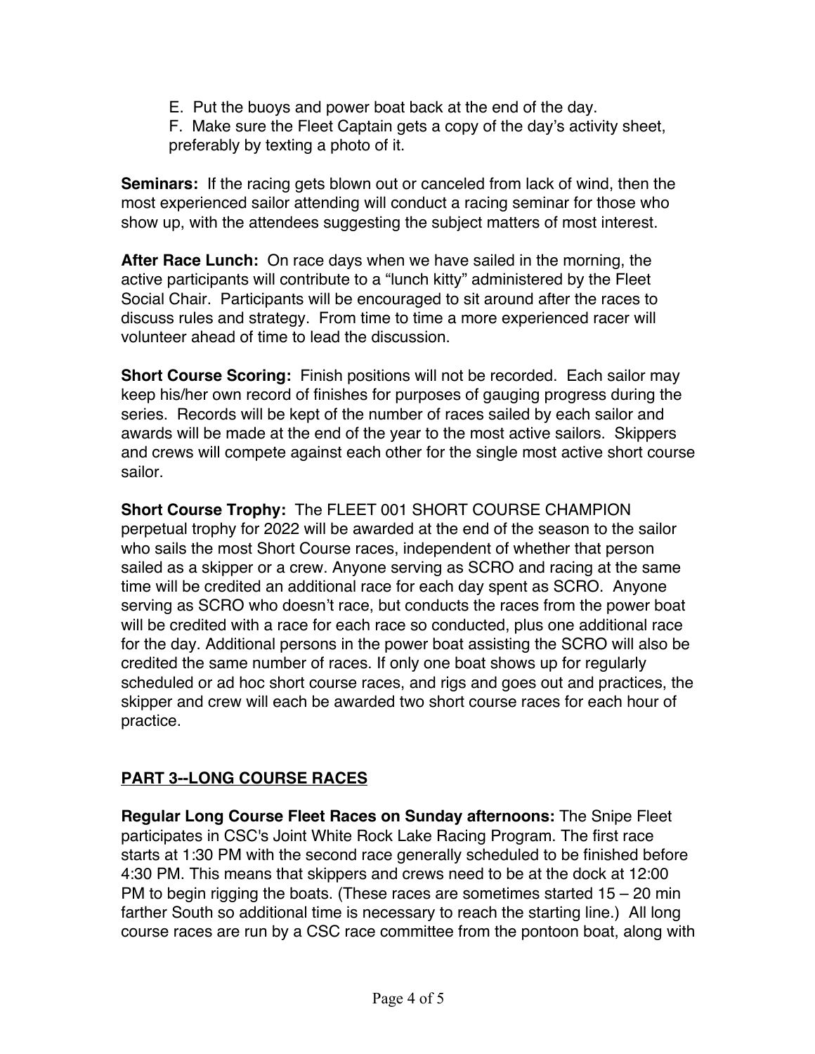E. Put the buoys and power boat back at the end of the day.

F. Make sure the Fleet Captain gets a copy of the day's activity sheet, preferably by texting a photo of it.

**Seminars:** If the racing gets blown out or canceled from lack of wind, then the most experienced sailor attending will conduct a racing seminar for those who show up, with the attendees suggesting the subject matters of most interest.

**After Race Lunch:** On race days when we have sailed in the morning, the active participants will contribute to a "lunch kitty" administered by the Fleet Social Chair. Participants will be encouraged to sit around after the races to discuss rules and strategy. From time to time a more experienced racer will volunteer ahead of time to lead the discussion.

**Short Course Scoring:** Finish positions will not be recorded. Each sailor may keep his/her own record of finishes for purposes of gauging progress during the series. Records will be kept of the number of races sailed by each sailor and awards will be made at the end of the year to the most active sailors. Skippers and crews will compete against each other for the single most active short course sailor.

**Short Course Trophy:** The FLEET 001 SHORT COURSE CHAMPION perpetual trophy for 2022 will be awarded at the end of the season to the sailor who sails the most Short Course races, independent of whether that person sailed as a skipper or a crew. Anyone serving as SCRO and racing at the same time will be credited an additional race for each day spent as SCRO. Anyone serving as SCRO who doesn't race, but conducts the races from the power boat will be credited with a race for each race so conducted, plus one additional race for the day. Additional persons in the power boat assisting the SCRO will also be credited the same number of races. If only one boat shows up for regularly scheduled or ad hoc short course races, and rigs and goes out and practices, the skipper and crew will each be awarded two short course races for each hour of practice.

## PART 3--LONG COURSE RACES

**Regular Long Course Fleet Races on Sunday afternoons:** The Snipe Fleet participates in CSC's Joint White Rock Lake Racing Program. The first race starts at 1:30 PM with the second race generally scheduled to be finished before 4:30 PM. This means that skippers and crews need to be at the dock at 12:00 PM to begin rigging the boats. (These races are sometimes started 15 – 20 min farther South so additional time is necessary to reach the starting line.) All long course races are run by a CSC race committee from the pontoon boat, along with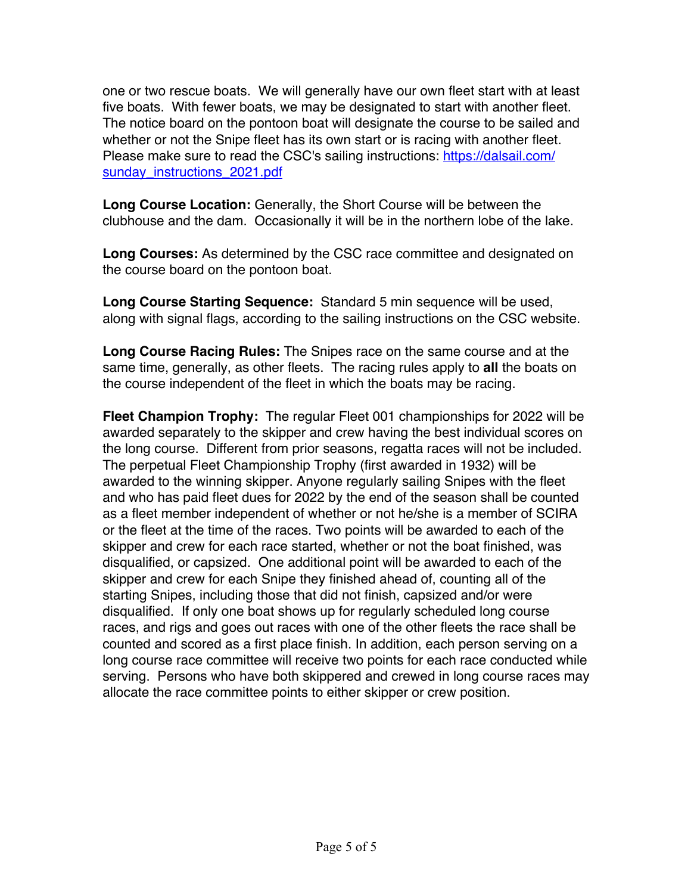one or two rescue boats. We will generally have our own fleet start with at least five boats. With fewer boats, we may be designated to start with another fleet. The notice board on the pontoon boat will designate the course to be sailed and whether or not the Snipe fleet has its own start or is racing with another fleet. Please make sure to read the CSC's sailing instructions: [https://dalsail.com/sunday_instructions_2021.pdf](https://dalsail.com/sunday_instructions_2021.pdf)

**Long Course Location:** Generally, the Short Course will be between the clubhouse and the dam. Occasionally it will be in the northern lobe of the lake.

**Long Courses:** As determined by the CSC race committee and designated on the course board on the pontoon boat.

**Long Course Starting Sequence:** Standard 5 min sequence will be used, along with signal flags, according to the sailing instructions on the CSC website.

**Long Course Racing Rules:** The Snipes race on the same course and at the same time, generally, as other fleets. The racing rules apply to **all** the boats on the course independent of the fleet in which the boats may be racing.

**Fleet Champion Trophy:** The regular Fleet 001 championships for 2022 will be awarded separately to the skipper and crew having the best individual scores on the long course. Different from prior seasons, regatta races will not be included. The perpetual Fleet Championship Trophy (first awarded in 1932) will be awarded to the winning skipper. Anyone regularly sailing Snipes with the fleet and who has paid fleet dues for 2022 by the end of the season shall be counted as a fleet member independent of whether or not he/she is a member of SCIRA or the fleet at the time of the races. Two points will be awarded to each of the skipper and crew for each race started, whether or not the boat finished, was disqualified, or capsized. One additional point will be awarded to each of the skipper and crew for each Snipe they finished ahead of, counting all of the starting Snipes, including those that did not finish, capsized and/or were disqualified. If only one boat shows up for regularly scheduled long course races, and rigs and goes out races with one of the other fleets the race shall be counted and scored as a first place finish. In addition, each person serving on a long course race committee will receive two points for each race conducted while serving. Persons who have both skippered and crewed in long course races may allocate the race committee points to either skipper or crew position.